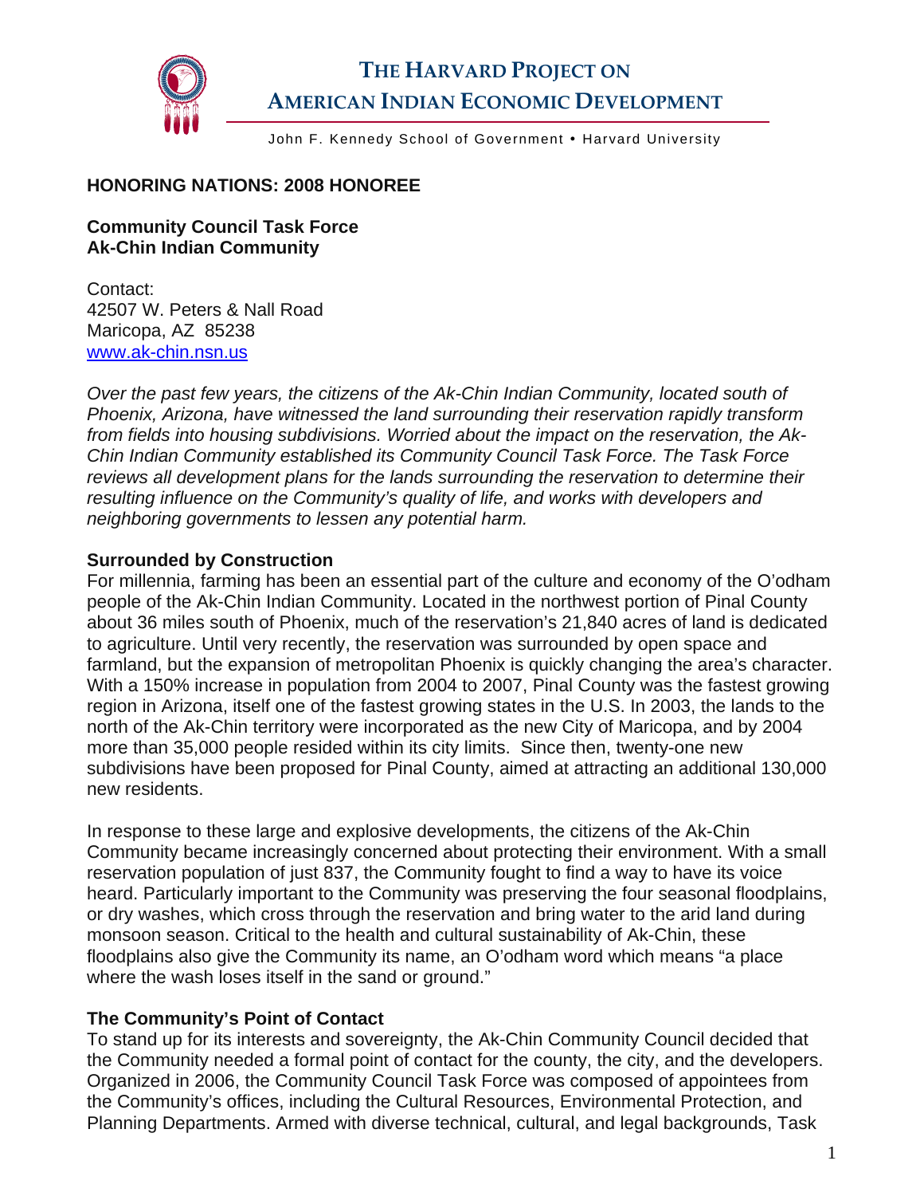THE HARVARD PROJECT ON AMERICAN INDIAN ECONOMIC DEVELOPMENT

John F. Kennedy School of Government • Harvard University

**HONORING NATIONS: 2008 HONOREE**

**Community Council Task Force**
**Ak-Chin Indian Community**

Contact:
42507 W. Peters & Nall Road
Maricopa, AZ 85238
www.ak-chin.nsn.us

*Over the past few years, the citizens of the Ak-Chin Indian Community, located south of Phoenix, Arizona, have witnessed the land surrounding their reservation rapidly transform from fields into housing subdivisions. Worried about the impact on the reservation, the Ak-Chin Indian Community established its Community Council Task Force. The Task Force reviews all development plans for the lands surrounding the reservation to determine their resulting influence on the Community's quality of life, and works with developers and neighboring governments to lessen any potential harm.*

**Surrounded by Construction**

For millennia, farming has been an essential part of the culture and economy of the O'odham people of the Ak-Chin Indian Community. Located in the northwest portion of Pinal County about 36 miles south of Phoenix, much of the reservation's 21,840 acres of land is dedicated to agriculture. Until very recently, the reservation was surrounded by open space and farmland, but the expansion of metropolitan Phoenix is quickly changing the area's character. With a 150% increase in population from 2004 to 2007, Pinal County was the fastest growing region in Arizona, itself one of the fastest growing states in the U.S. In 2003, the lands to the north of the Ak-Chin territory were incorporated as the new City of Maricopa, and by 2004 more than 35,000 people resided within its city limits. Since then, twenty-one new subdivisions have been proposed for Pinal County, aimed at attracting an additional 130,000 new residents.

In response to these large and explosive developments, the citizens of the Ak-Chin Community became increasingly concerned about protecting their environment. With a small reservation population of just 837, the Community fought to find a way to have its voice heard. Particularly important to the Community was preserving the four seasonal floodplains, or dry washes, which cross through the reservation and bring water to the arid land during monsoon season. Critical to the health and cultural sustainability of Ak-Chin, these floodplains also give the Community its name, an O'odham word which means "a place where the wash loses itself in the sand or ground."

**The Community's Point of Contact**

To stand up for its interests and sovereignty, the Ak-Chin Community Council decided that the Community needed a formal point of contact for the county, the city, and the developers. Organized in 2006, the Community Council Task Force was composed of appointees from the Community's offices, including the Cultural Resources, Environmental Protection, and Planning Departments. Armed with diverse technical, cultural, and legal backgrounds, Task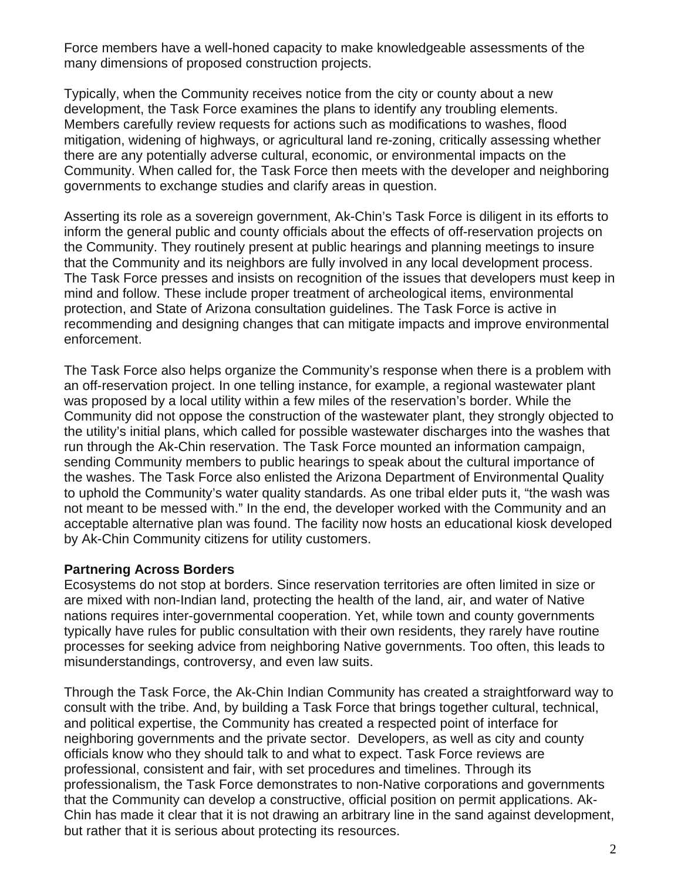Force members have a well-honed capacity to make knowledgeable assessments of the many dimensions of proposed construction projects.

Typically, when the Community receives notice from the city or county about a new development, the Task Force examines the plans to identify any troubling elements. Members carefully review requests for actions such as modifications to washes, flood mitigation, widening of highways, or agricultural land re-zoning, critically assessing whether there are any potentially adverse cultural, economic, or environmental impacts on the Community. When called for, the Task Force then meets with the developer and neighboring governments to exchange studies and clarify areas in question.

Asserting its role as a sovereign government, Ak-Chin's Task Force is diligent in its efforts to inform the general public and county officials about the effects of off-reservation projects on the Community. They routinely present at public hearings and planning meetings to insure that the Community and its neighbors are fully involved in any local development process. The Task Force presses and insists on recognition of the issues that developers must keep in mind and follow. These include proper treatment of archeological items, environmental protection, and State of Arizona consultation guidelines. The Task Force is active in recommending and designing changes that can mitigate impacts and improve environmental enforcement.

The Task Force also helps organize the Community's response when there is a problem with an off-reservation project. In one telling instance, for example, a regional wastewater plant was proposed by a local utility within a few miles of the reservation's border. While the Community did not oppose the construction of the wastewater plant, they strongly objected to the utility's initial plans, which called for possible wastewater discharges into the washes that run through the Ak-Chin reservation. The Task Force mounted an information campaign, sending Community members to public hearings to speak about the cultural importance of the washes. The Task Force also enlisted the Arizona Department of Environmental Quality to uphold the Community's water quality standards. As one tribal elder puts it, "the wash was not meant to be messed with." In the end, the developer worked with the Community and an acceptable alternative plan was found. The facility now hosts an educational kiosk developed by Ak-Chin Community citizens for utility customers.

**Partnering Across Borders**

Ecosystems do not stop at borders. Since reservation territories are often limited in size or are mixed with non-Indian land, protecting the health of the land, air, and water of Native nations requires inter-governmental cooperation. Yet, while town and county governments typically have rules for public consultation with their own residents, they rarely have routine processes for seeking advice from neighboring Native governments. Too often, this leads to misunderstandings, controversy, and even law suits.

Through the Task Force, the Ak-Chin Indian Community has created a straightforward way to consult with the tribe. And, by building a Task Force that brings together cultural, technical, and political expertise, the Community has created a respected point of interface for neighboring governments and the private sector. Developers, as well as city and county officials know who they should talk to and what to expect. Task Force reviews are professional, consistent and fair, with set procedures and timelines. Through its professionalism, the Task Force demonstrates to non-Native corporations and governments that the Community can develop a constructive, official position on permit applications. Ak-Chin has made it clear that it is not drawing an arbitrary line in the sand against development, but rather that it is serious about protecting its resources.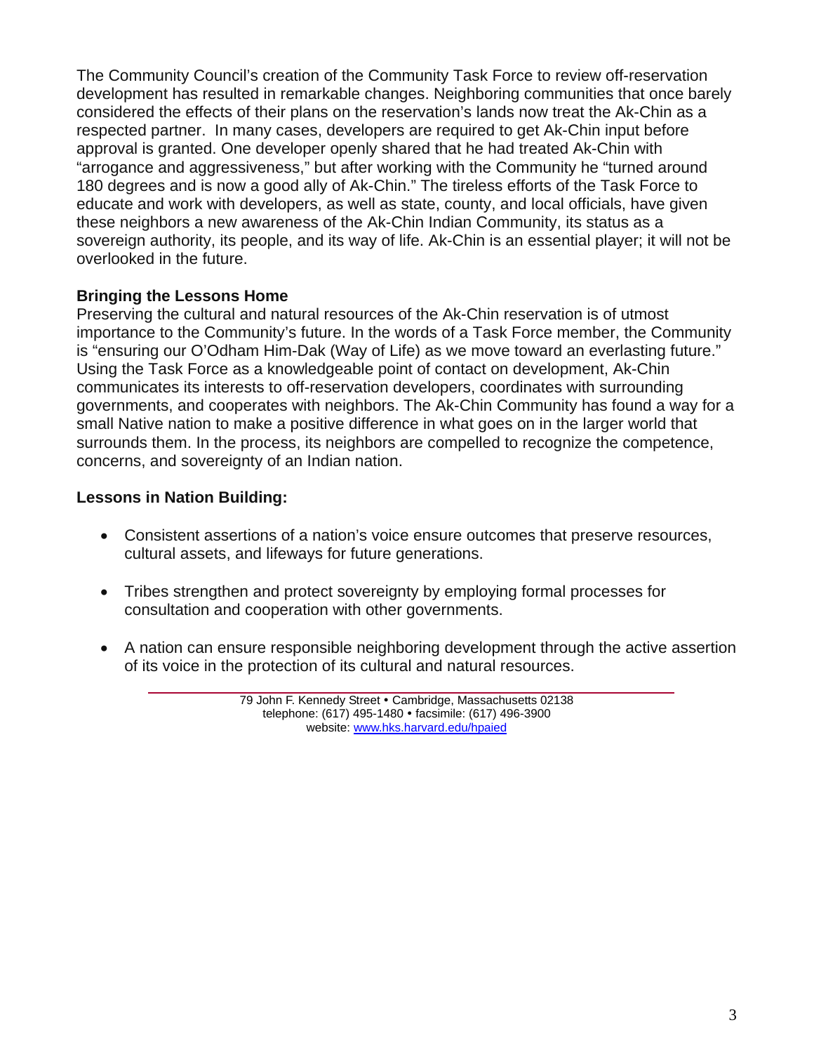The Community Council's creation of the Community Task Force to review off-reservation development has resulted in remarkable changes. Neighboring communities that once barely considered the effects of their plans on the reservation's lands now treat the Ak-Chin as a respected partner. In many cases, developers are required to get Ak-Chin input before approval is granted. One developer openly shared that he had treated Ak-Chin with "arrogance and aggressiveness," but after working with the Community he "turned around 180 degrees and is now a good ally of Ak-Chin." The tireless efforts of the Task Force to educate and work with developers, as well as state, county, and local officials, have given these neighbors a new awareness of the Ak-Chin Indian Community, its status as a sovereign authority, its people, and its way of life. Ak-Chin is an essential player; it will not be overlooked in the future.

### Bringing the Lessons Home

Preserving the cultural and natural resources of the Ak-Chin reservation is of utmost importance to the Community's future. In the words of a Task Force member, the Community is "ensuring our O'Odham Him-Dak (Way of Life) as we move toward an everlasting future." Using the Task Force as a knowledgeable point of contact on development, Ak-Chin communicates its interests to off-reservation developers, coordinates with surrounding governments, and cooperates with neighbors. The Ak-Chin Community has found a way for a small Native nation to make a positive difference in what goes on in the larger world that surrounds them. In the process, its neighbors are compelled to recognize the competence, concerns, and sovereignty of an Indian nation.

### Lessons in Nation Building:

- Consistent assertions of a nation's voice ensure outcomes that preserve resources, cultural assets, and lifeways for future generations.
- Tribes strengthen and protect sovereignty by employing formal processes for consultation and cooperation with other governments.
- A nation can ensure responsible neighboring development through the active assertion of its voice in the protection of its cultural and natural resources.

79 John F. Kennedy Street • Cambridge, Massachusetts 02138
telephone: (617) 495-1480 • facsimile: (617) 496-3900
website: www.hks.harvard.edu/hpaied